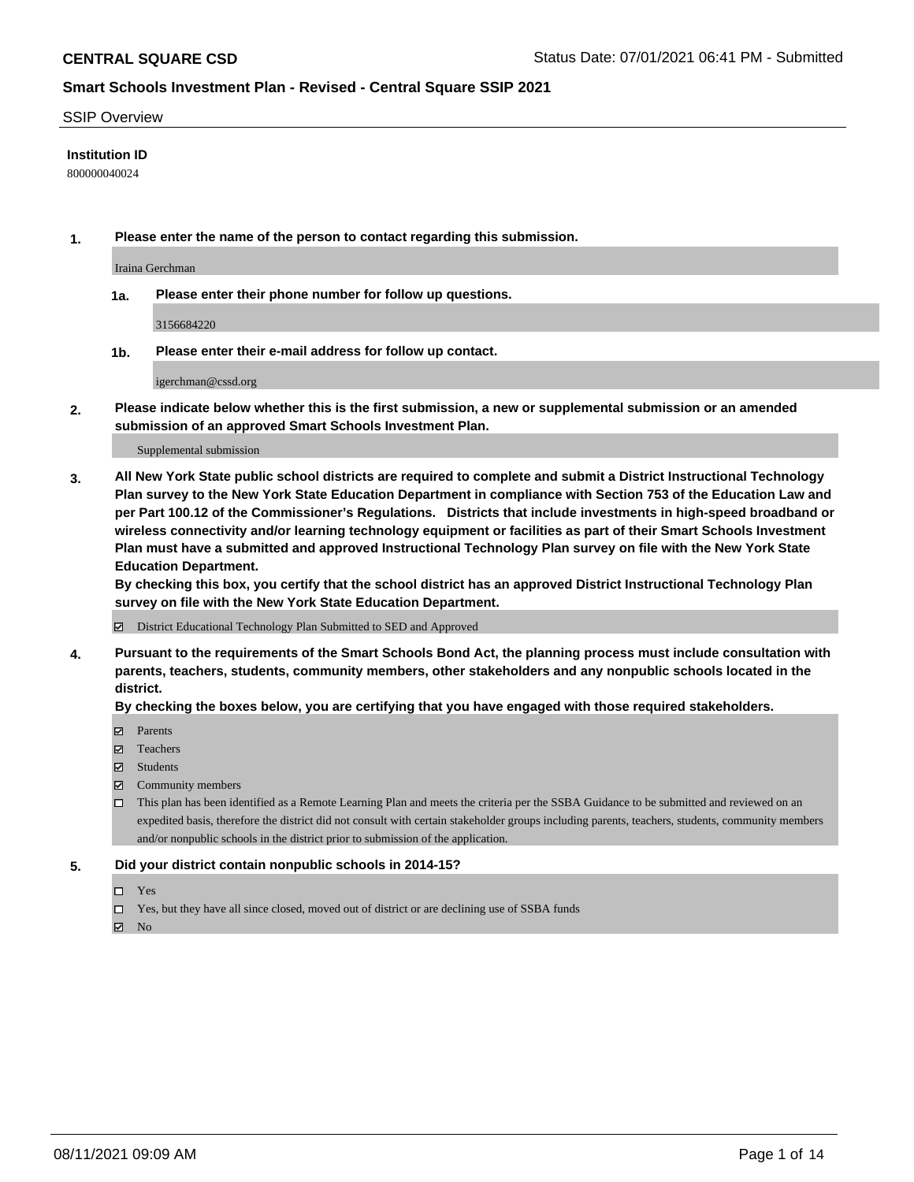**CENTRAL SQUARE CSD** Status Date: 07/01/2021 06:41 PM - Submitted

**Smart Schools Investment Plan - Revised - Central Square SSIP 2021**

SSIP Overview

**Institution ID**

800000040024

**1. Please enter the name of the person to contact regarding this submission.**

Iraina Gerchman

**1a. Please enter their phone number for follow up questions.**

3156684220

**1b. Please enter their e-mail address for follow up contact.**

igerchman@cssd.org

**2. Please indicate below whether this is the first submission, a new or supplemental submission or an amended submission of an approved Smart Schools Investment Plan.**

Supplemental submission

**3. All New York State public school districts are required to complete and submit a District Instructional Technology Plan survey to the New York State Education Department in compliance with Section 753 of the Education Law and per Part 100.12 of the Commissioner's Regulations. Districts that include investments in high-speed broadband or wireless connectivity and/or learning technology equipment or facilities as part of their Smart Schools Investment Plan must have a submitted and approved Instructional Technology Plan survey on file with the New York State Education Department.**

**By checking this box, you certify that the school district has an approved District Instructional Technology Plan survey on file with the New York State Education Department.**

☑ District Educational Technology Plan Submitted to SED and Approved

**4. Pursuant to the requirements of the Smart Schools Bond Act, the planning process must include consultation with parents, teachers, students, community members, other stakeholders and any nonpublic schools located in the district.**

**By checking the boxes below, you are certifying that you have engaged with those required stakeholders.**

☑ Parents

☑ Teachers

☑ Students

☑ Community members

☐ This plan has been identified as a Remote Learning Plan and meets the criteria per the SSBA Guidance to be submitted and reviewed on an expedited basis, therefore the district did not consult with certain stakeholder groups including parents, teachers, students, community members and/or nonpublic schools in the district prior to submission of the application.

**5. Did your district contain nonpublic schools in 2014-15?**

☐ Yes

☐ Yes, but they have all since closed, moved out of district or are declining use of SSBA funds

☑ No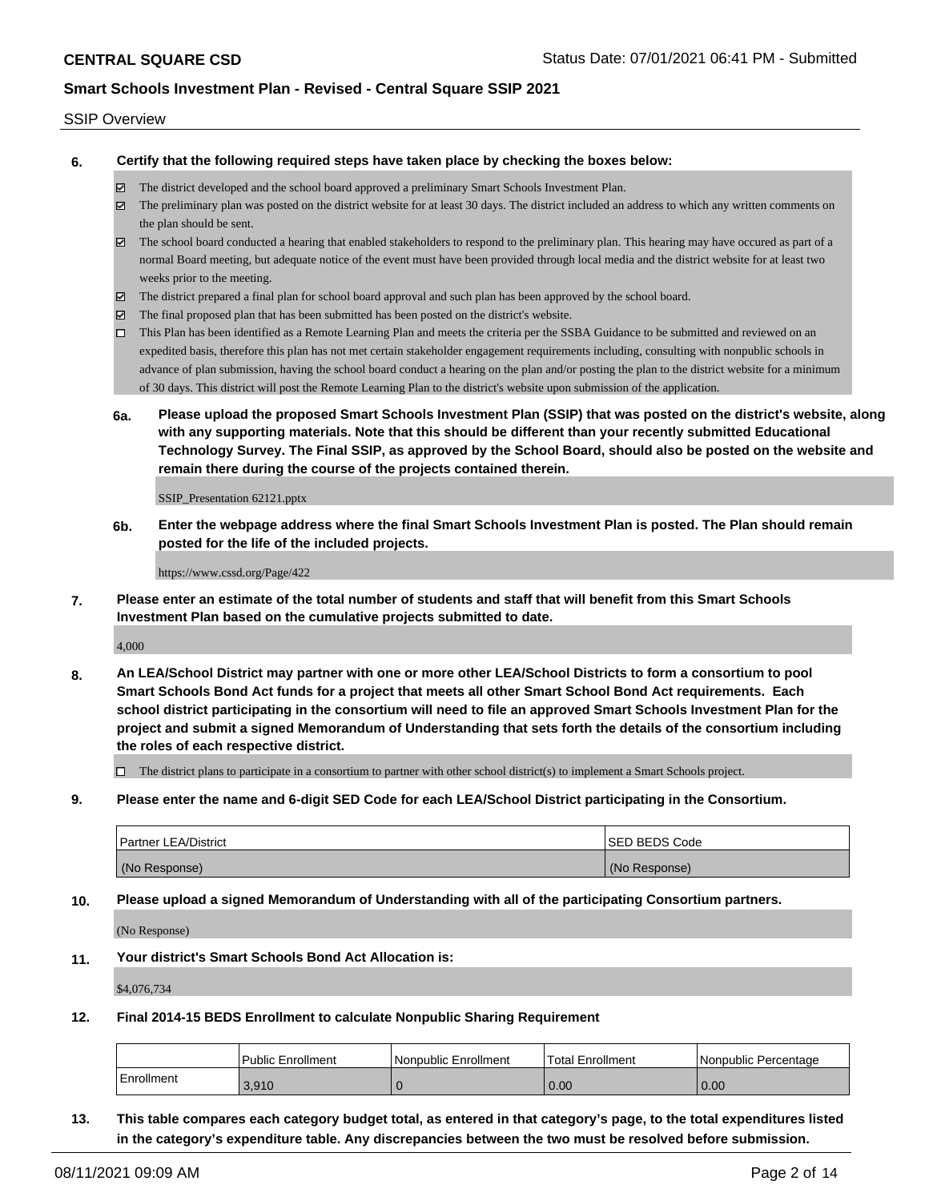SSIP Overview

**6. Certify that the following required steps have taken place by checking the boxes below:**

- ☑ The district developed and the school board approved a preliminary Smart Schools Investment Plan.
- ☑ The preliminary plan was posted on the district website for at least 30 days. The district included an address to which any written comments on the plan should be sent.
- ☑ The school board conducted a hearing that enabled stakeholders to respond to the preliminary plan. This hearing may have occured as part of a normal Board meeting, but adequate notice of the event must have been provided through local media and the district website for at least two weeks prior to the meeting.
- ☑ The district prepared a final plan for school board approval and such plan has been approved by the school board.
- ☑ The final proposed plan that has been submitted has been posted on the district's website.
- ☐ This Plan has been identified as a Remote Learning Plan and meets the criteria per the SSBA Guidance to be submitted and reviewed on an expedited basis, therefore this plan has not met certain stakeholder engagement requirements including, consulting with nonpublic schools in advance of plan submission, having the school board conduct a hearing on the plan and/or posting the plan to the district website for a minimum of 30 days. This district will post the Remote Learning Plan to the district's website upon submission of the application.

**6a. Please upload the proposed Smart Schools Investment Plan (SSIP) that was posted on the district's website, along with any supporting materials. Note that this should be different than your recently submitted Educational Technology Survey. The Final SSIP, as approved by the School Board, should also be posted on the website and remain there during the course of the projects contained therein.**

SSIP_Presentation 62121.pptx

**6b. Enter the webpage address where the final Smart Schools Investment Plan is posted. The Plan should remain posted for the life of the included projects.**

https://www.cssd.org/Page/422

**7. Please enter an estimate of the total number of students and staff that will benefit from this Smart Schools Investment Plan based on the cumulative projects submitted to date.**

4,000

**8. An LEA/School District may partner with one or more other LEA/School Districts to form a consortium to pool Smart Schools Bond Act funds for a project that meets all other Smart School Bond Act requirements. Each school district participating in the consortium will need to file an approved Smart Schools Investment Plan for the project and submit a signed Memorandum of Understanding that sets forth the details of the consortium including the roles of each respective district.**

- ☐ The district plans to participate in a consortium to partner with other school district(s) to implement a Smart Schools project.

**9. Please enter the name and 6-digit SED Code for each LEA/School District participating in the Consortium.**

| Partner LEA/District | SED BEDS Code |
|---|---|
| (No Response) | (No Response) |

**10. Please upload a signed Memorandum of Understanding with all of the participating Consortium partners.**

(No Response)

**11. Your district's Smart Schools Bond Act Allocation is:**

$4,076,734

**12. Final 2014-15 BEDS Enrollment to calculate Nonpublic Sharing Requirement**

| | Public Enrollment | Nonpublic Enrollment | Total Enrollment | Nonpublic Percentage |
|---|---|---|---|---|
| Enrollment | 3,910 | 0 | 0.00 | 0.00 |

**13. This table compares each category budget total, as entered in that category's page, to the total expenditures listed in the category's expenditure table. Any discrepancies between the two must be resolved before submission.**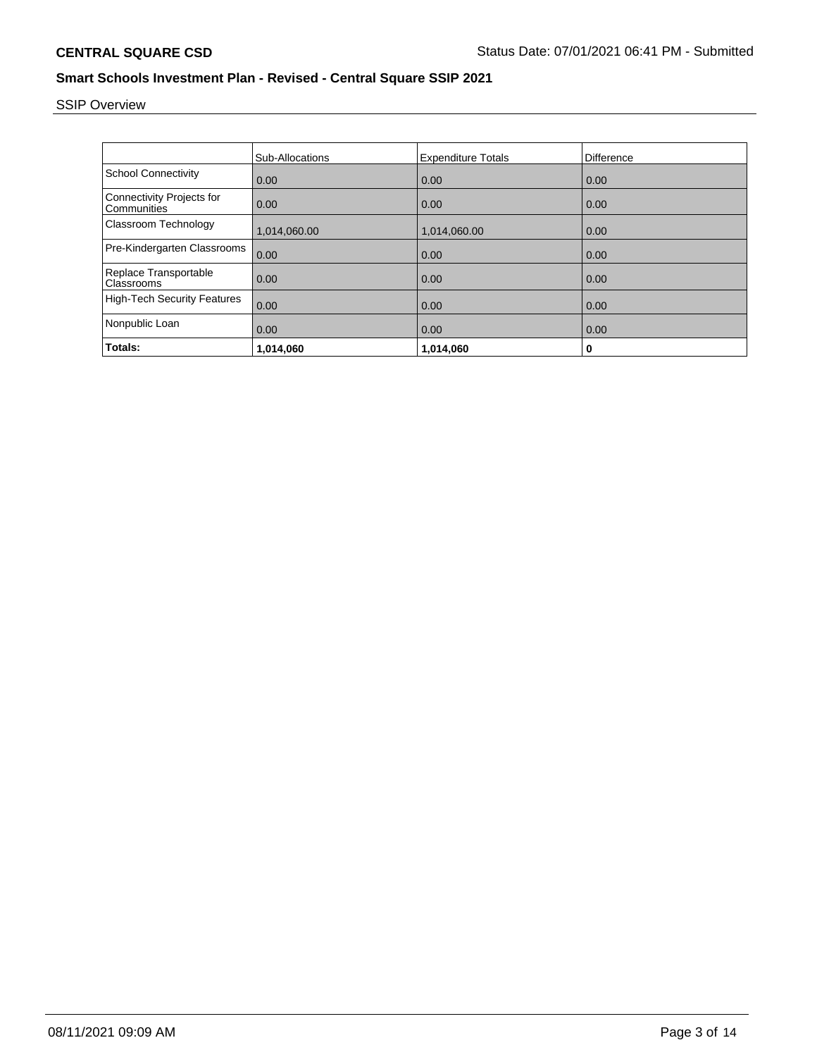**CENTRAL SQUARE CSD** Status Date: 07/01/2021 06:41 PM - Submitted

## Smart Schools Investment Plan - Revised - Central Square SSIP 2021

SSIP Overview

| | Sub-Allocations | Expenditure Totals | Difference |
|---|---|---|---|
| School Connectivity | 0.00 | 0.00 | 0.00 |
| Connectivity Projects for Communities | 0.00 | 0.00 | 0.00 |
| Classroom Technology | 1,014,060.00 | 1,014,060.00 | 0.00 |
| Pre-Kindergarten Classrooms | 0.00 | 0.00 | 0.00 |
| Replace Transportable Classrooms | 0.00 | 0.00 | 0.00 |
| High-Tech Security Features | 0.00 | 0.00 | 0.00 |
| Nonpublic Loan | 0.00 | 0.00 | 0.00 |
| **Totals:** | **1,014,060** | **1,014,060** | **0** |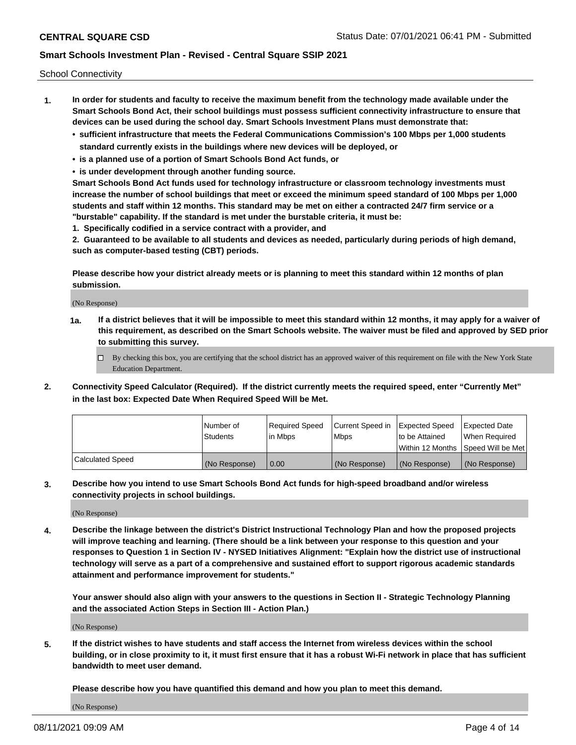School Connectivity

1. **In order for students and faculty to receive the maximum benefit from the technology made available under the Smart Schools Bond Act, their school buildings must possess sufficient connectivity infrastructure to ensure that devices can be used during the school day. Smart Schools Investment Plans must demonstrate that:**
   - **sufficient infrastructure that meets the Federal Communications Commission's 100 Mbps per 1,000 students standard currently exists in the buildings where new devices will be deployed, or**
   - **is a planned use of a portion of Smart Schools Bond Act funds, or**
   - **is under development through another funding source.**

   **Smart Schools Bond Act funds used for technology infrastructure or classroom technology investments must increase the number of school buildings that meet or exceed the minimum speed standard of 100 Mbps per 1,000 students and staff within 12 months. This standard may be met on either a contracted 24/7 firm service or a "burstable" capability. If the standard is met under the burstable criteria, it must be:**

   **1. Specifically codified in a service contract with a provider, and**

   **2. Guaranteed to be available to all students and devices as needed, particularly during periods of high demand, such as computer-based testing (CBT) periods.**

   **Please describe how your district already meets or is planning to meet this standard within 12 months of plan submission.**

   (No Response)

   **1a.** **If a district believes that it will be impossible to meet this standard within 12 months, it may apply for a waiver of this requirement, as described on the Smart Schools website. The waiver must be filed and approved by SED prior to submitting this survey.**

   ☐ By checking this box, you are certifying that the school district has an approved waiver of this requirement on file with the New York State Education Department.

2. **Connectivity Speed Calculator (Required). If the district currently meets the required speed, enter "Currently Met" in the last box: Expected Date When Required Speed Will be Met.**

| | Number of Students | Required Speed in Mbps | Current Speed in Mbps | Expected Speed to be Attained Within 12 Months | Expected Date When Required Speed Will be Met |
|---|---|---|---|---|---|
| Calculated Speed | (No Response) | 0.00 | (No Response) | (No Response) | (No Response) |

3. **Describe how you intend to use Smart Schools Bond Act funds for high-speed broadband and/or wireless connectivity projects in school buildings.**

   (No Response)

4. **Describe the linkage between the district's District Instructional Technology Plan and how the proposed projects will improve teaching and learning. (There should be a link between your response to this question and your responses to Question 1 in Section IV - NYSED Initiatives Alignment: "Explain how the district use of instructional technology will serve as a part of a comprehensive and sustained effort to support rigorous academic standards attainment and performance improvement for students."**

   **Your answer should also align with your answers to the questions in Section II - Strategic Technology Planning and the associated Action Steps in Section III - Action Plan.)**

   (No Response)

5. **If the district wishes to have students and staff access the Internet from wireless devices within the school building, or in close proximity to it, it must first ensure that it has a robust Wi-Fi network in place that has sufficient bandwidth to meet user demand.**

   **Please describe how you have quantified this demand and how you plan to meet this demand.**

   (No Response)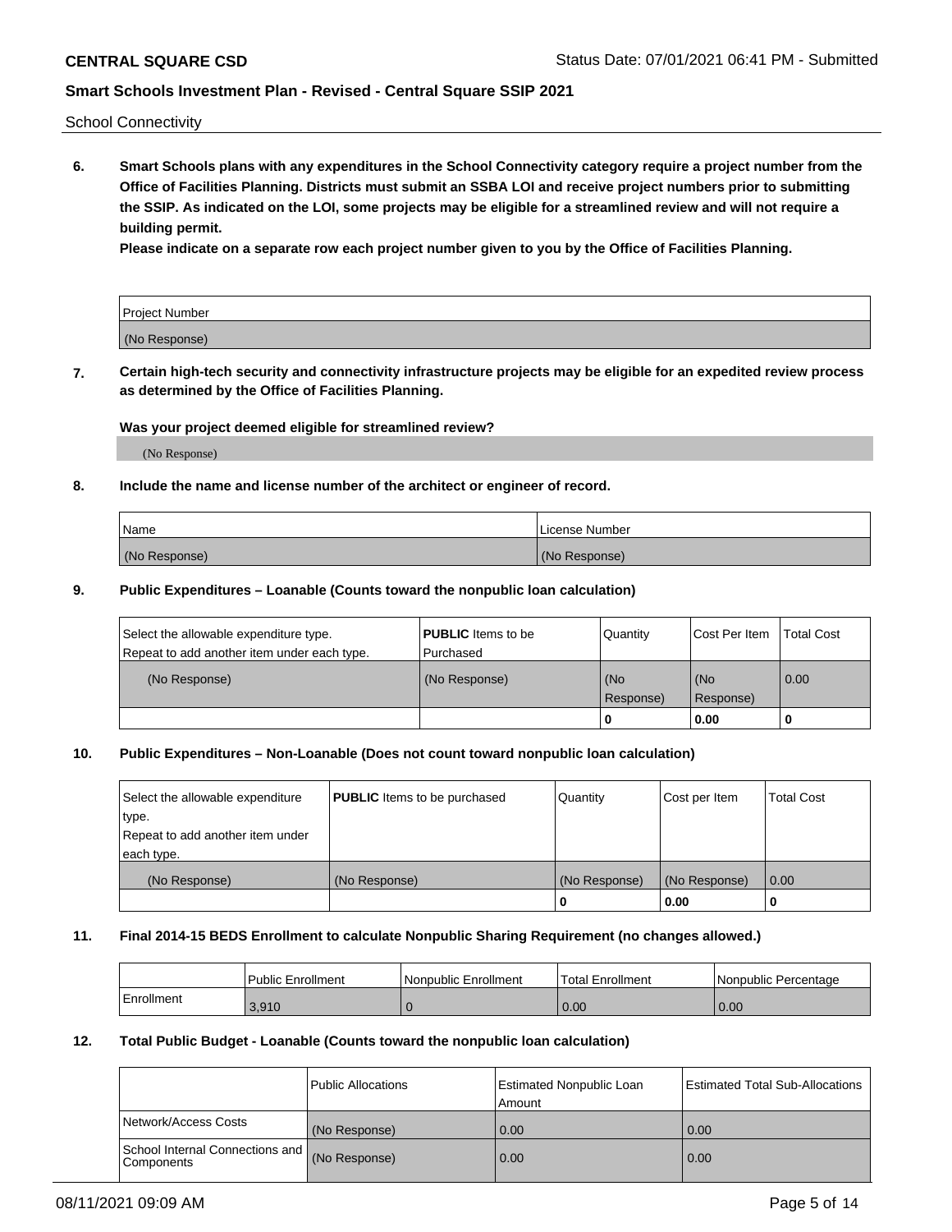School Connectivity

**6. Smart Schools plans with any expenditures in the School Connectivity category require a project number from the Office of Facilities Planning. Districts must submit an SSBA LOI and receive project numbers prior to submitting the SSIP. As indicated on the LOI, some projects may be eligible for a streamlined review and will not require a building permit.**

**Please indicate on a separate row each project number given to you by the Office of Facilities Planning.**

| Project Number |
|---|
| (No Response) |

**7. Certain high-tech security and connectivity infrastructure projects may be eligible for an expedited review process as determined by the Office of Facilities Planning.**

**Was your project deemed eligible for streamlined review?**

(No Response)

**8. Include the name and license number of the architect or engineer of record.**

| Name | License Number |
|---|---|
| (No Response) | (No Response) |

**9. Public Expenditures – Loanable (Counts toward the nonpublic loan calculation)**

| Select the allowable expenditure type. Repeat to add another item under each type. | **PUBLIC** Items to be Purchased | Quantity | Cost Per Item | Total Cost |
|---|---|---|---|---|
| (No Response) | (No Response) | (No Response) | (No Response) | 0.00 |
| | | 0 | 0.00 | 0 |

**10. Public Expenditures – Non-Loanable (Does not count toward nonpublic loan calculation)**

| Select the allowable expenditure type. Repeat to add another item under each type. | **PUBLIC** Items to be purchased | Quantity | Cost per Item | Total Cost |
|---|---|---|---|---|
| (No Response) | (No Response) | (No Response) | (No Response) | 0.00 |
| | | 0 | 0.00 | 0 |

**11. Final 2014-15 BEDS Enrollment to calculate Nonpublic Sharing Requirement (no changes allowed.)**

| | Public Enrollment | Nonpublic Enrollment | Total Enrollment | Nonpublic Percentage |
|---|---|---|---|---|
| Enrollment | 3,910 | 0 | 0.00 | 0.00 |

**12. Total Public Budget - Loanable (Counts toward the nonpublic loan calculation)**

| | Public Allocations | Estimated Nonpublic Loan Amount | Estimated Total Sub-Allocations |
|---|---|---|---|
| Network/Access Costs | (No Response) | 0.00 | 0.00 |
| School Internal Connections and Components | (No Response) | 0.00 | 0.00 |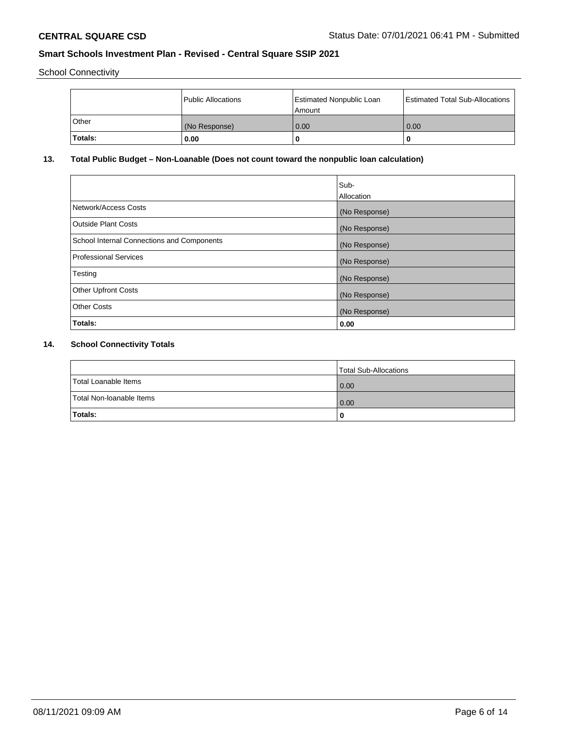School Connectivity

| | Public Allocations | Estimated Nonpublic Loan Amount | Estimated Total Sub-Allocations |
|---|---|---|---|
| Other | (No Response) | 0.00 | 0.00 |
| **Totals:** | **0.00** | **0** | **0** |

## 13. Total Public Budget – Non-Loanable (Does not count toward the nonpublic loan calculation)

| | Sub-Allocation |
|---|---|
| Network/Access Costs | (No Response) |
| Outside Plant Costs | (No Response) |
| School Internal Connections and Components | (No Response) |
| Professional Services | (No Response) |
| Testing | (No Response) |
| Other Upfront Costs | (No Response) |
| Other Costs | (No Response) |
| **Totals:** | **0.00** |

## 14. School Connectivity Totals

| | Total Sub-Allocations |
|---|---|
| Total Loanable Items | 0.00 |
| Total Non-loanable Items | 0.00 |
| **Totals:** | **0** |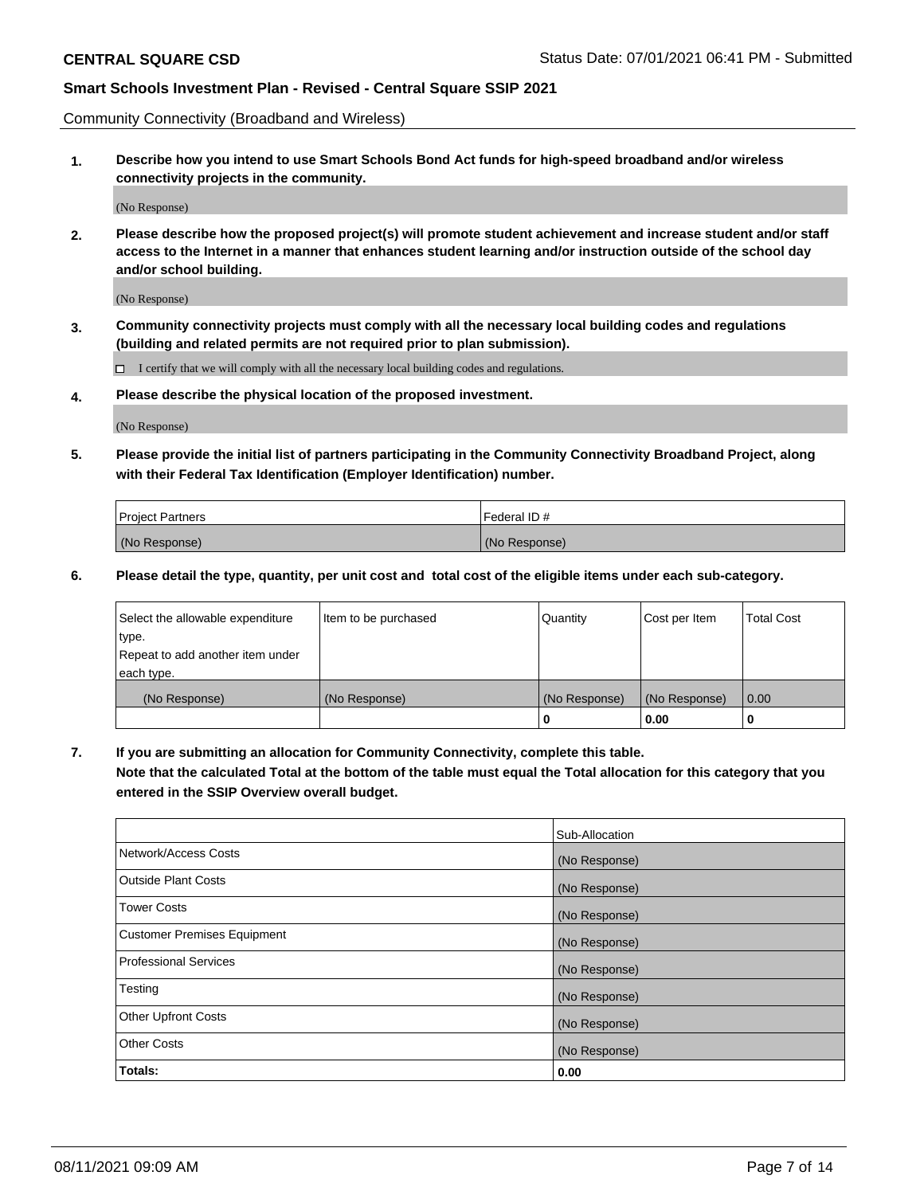Community Connectivity (Broadband and Wireless)

**1. Describe how you intend to use Smart Schools Bond Act funds for high-speed broadband and/or wireless connectivity projects in the community.**

(No Response)

**2. Please describe how the proposed project(s) will promote student achievement and increase student and/or staff access to the Internet in a manner that enhances student learning and/or instruction outside of the school day and/or school building.**

(No Response)

**3. Community connectivity projects must comply with all the necessary local building codes and regulations (building and related permits are not required prior to plan submission).**

☐ I certify that we will comply with all the necessary local building codes and regulations.

**4. Please describe the physical location of the proposed investment.**

(No Response)

**5. Please provide the initial list of partners participating in the Community Connectivity Broadband Project, along with their Federal Tax Identification (Employer Identification) number.**

| Project Partners | Federal ID # |
|---|---|
| (No Response) | (No Response) |

**6. Please detail the type, quantity, per unit cost and total cost of the eligible items under each sub-category.**

| Select the allowable expenditure type. Repeat to add another item under each type. | Item to be purchased | Quantity | Cost per Item | Total Cost |
|---|---|---|---|---|
| (No Response) | (No Response) | (No Response) | (No Response) | 0.00 |
| | | **0** | **0.00** | **0** |

**7. If you are submitting an allocation for Community Connectivity, complete this table. Note that the calculated Total at the bottom of the table must equal the Total allocation for this category that you entered in the SSIP Overview overall budget.**

| | Sub-Allocation |
|---|---|
| Network/Access Costs | (No Response) |
| Outside Plant Costs | (No Response) |
| Tower Costs | (No Response) |
| Customer Premises Equipment | (No Response) |
| Professional Services | (No Response) |
| Testing | (No Response) |
| Other Upfront Costs | (No Response) |
| Other Costs | (No Response) |
| **Totals:** | **0.00** |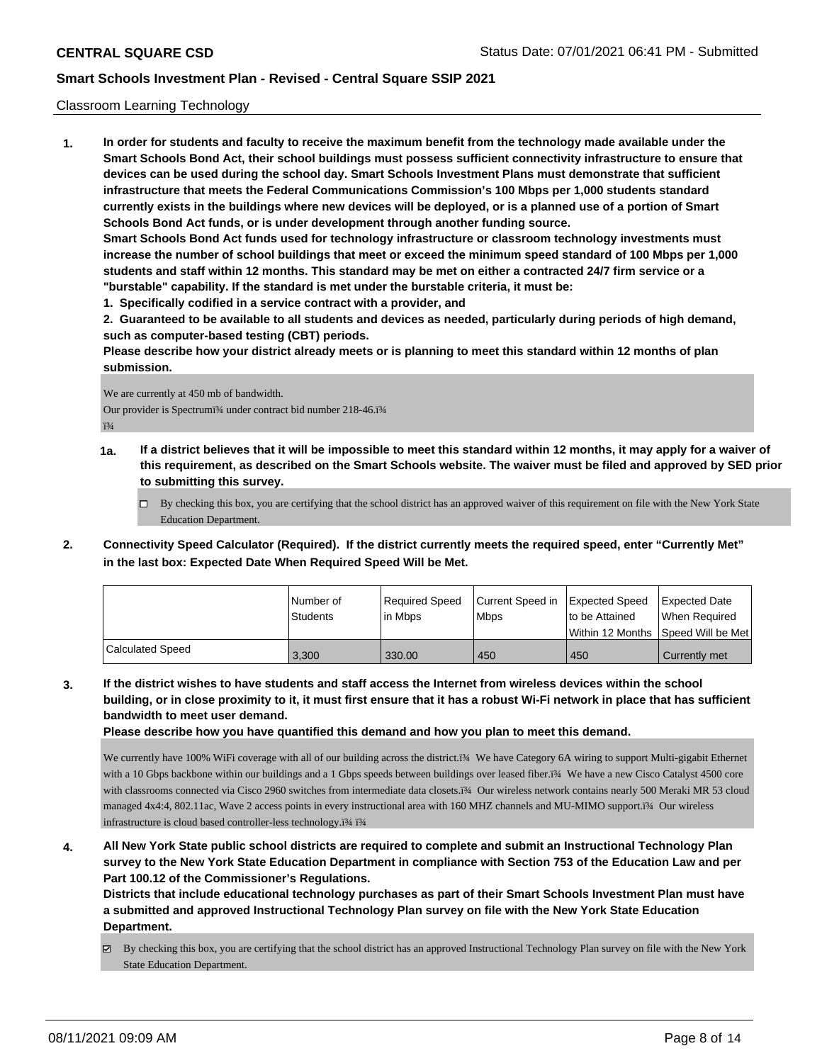Classroom Learning Technology

**1. In order for students and faculty to receive the maximum benefit from the technology made available under the Smart Schools Bond Act, their school buildings must possess sufficient connectivity infrastructure to ensure that devices can be used during the school day. Smart Schools Investment Plans must demonstrate that sufficient infrastructure that meets the Federal Communications Commission's 100 Mbps per 1,000 students standard currently exists in the buildings where new devices will be deployed, or is a planned use of a portion of Smart Schools Bond Act funds, or is under development through another funding source.**

**Smart Schools Bond Act funds used for technology infrastructure or classroom technology investments must increase the number of school buildings that meet or exceed the minimum speed standard of 100 Mbps per 1,000 students and staff within 12 months. This standard may be met on either a contracted 24/7 firm service or a "burstable" capability. If the standard is met under the burstable criteria, it must be:**

**1. Specifically codified in a service contract with a provider, and**

**2. Guaranteed to be available to all students and devices as needed, particularly during periods of high demand, such as computer-based testing (CBT) periods.**

**Please describe how your district already meets or is planning to meet this standard within 12 months of plan submission.**

We are currently at 450 mb of bandwidth.
Our provider is Spectrumï¾ under contract bid number 218-46.ï¾
ï¾

**1a. If a district believes that it will be impossible to meet this standard within 12 months, it may apply for a waiver of this requirement, as described on the Smart Schools website. The waiver must be filed and approved by SED prior to submitting this survey.**

☐ By checking this box, you are certifying that the school district has an approved waiver of this requirement on file with the New York State Education Department.

**2. Connectivity Speed Calculator (Required). If the district currently meets the required speed, enter "Currently Met" in the last box: Expected Date When Required Speed Will be Met.**

| | Number of Students | Required Speed in Mbps | Current Speed in Mbps | Expected Speed to be Attained Within 12 Months | Expected Date When Required Speed Will be Met |
|---|---|---|---|---|---|
| Calculated Speed | 3,300 | 330.00 | 450 | 450 | Currently met |

**3. If the district wishes to have students and staff access the Internet from wireless devices within the school building, or in close proximity to it, it must first ensure that it has a robust Wi-Fi network in place that has sufficient bandwidth to meet user demand.**

**Please describe how you have quantified this demand and how you plan to meet this demand.**

We currently have 100% WiFi coverage with all of our building across the district.ï¾ We have Category 6A wiring to support Multi-gigabit Ethernet with a 10 Gbps backbone within our buildings and a 1 Gbps speeds between buildings over leased fiber.ï¾ We have a new Cisco Catalyst 4500 core with classrooms connected via Cisco 2960 switches from intermediate data closets.ï¾ Our wireless network contains nearly 500 Meraki MR 53 cloud managed 4x4:4, 802.11ac, Wave 2 access points in every instructional area with 160 MHZ channels and MU-MIMO support.ï¾ Our wireless infrastructure is cloud based controller-less technology.ï¾ ï¾

**4. All New York State public school districts are required to complete and submit an Instructional Technology Plan survey to the New York State Education Department in compliance with Section 753 of the Education Law and per Part 100.12 of the Commissioner's Regulations.**

**Districts that include educational technology purchases as part of their Smart Schools Investment Plan must have a submitted and approved Instructional Technology Plan survey on file with the New York State Education Department.**

☑ By checking this box, you are certifying that the school district has an approved Instructional Technology Plan survey on file with the New York State Education Department.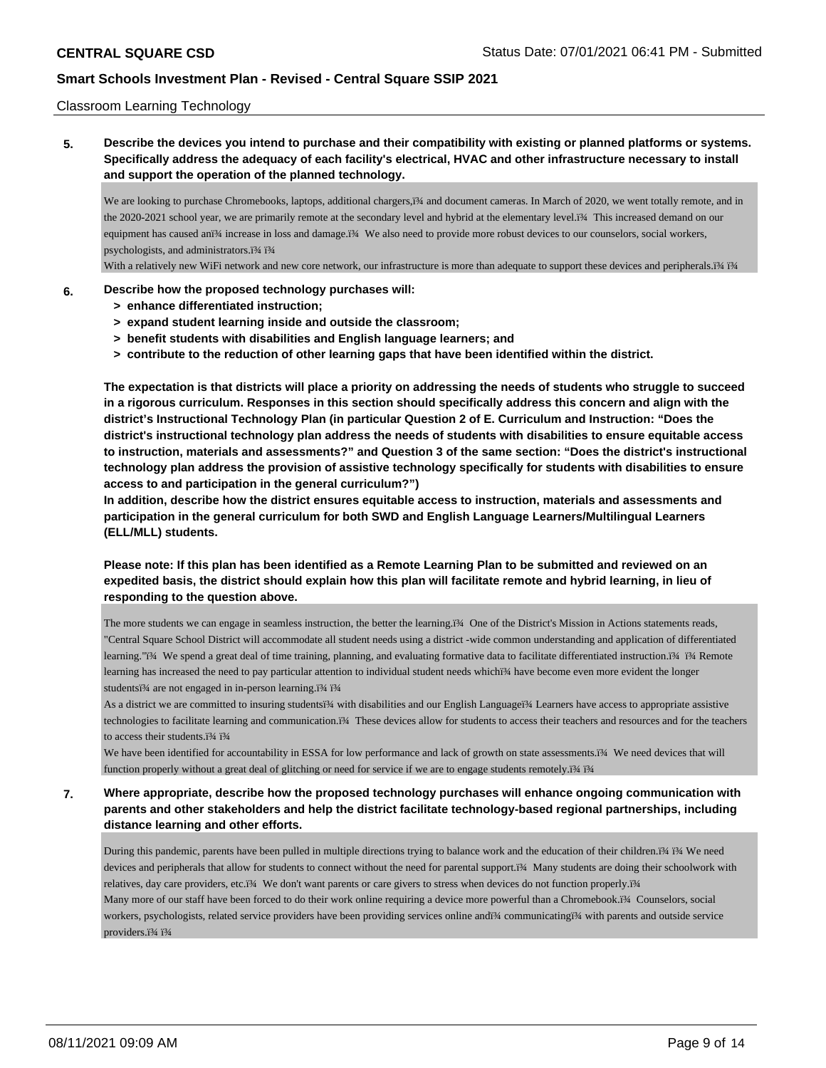Classroom Learning Technology

**5. Describe the devices you intend to purchase and their compatibility with existing or planned platforms or systems. Specifically address the adequacy of each facility's electrical, HVAC and other infrastructure necessary to install and support the operation of the planned technology.**

We are looking to purchase Chromebooks, laptops, additional chargers,ï¾ and document cameras. In March of 2020, we went totally remote, and in the 2020-2021 school year, we are primarily remote at the secondary level and hybrid at the elementary level.ï¾ This increased demand on our equipment has caused anï¾ increase in loss and damage.ï¾ We also need to provide more robust devices to our counselors, social workers, psychologists, and administrators.ï¾ ï¾

With a relatively new WiFi network and new core network, our infrastructure is more than adequate to support these devices and peripherals.ï¾ ï¾

**6. Describe how the proposed technology purchases will:**
- **> enhance differentiated instruction;**
- **> expand student learning inside and outside the classroom;**
- **> benefit students with disabilities and English language learners; and**
- **> contribute to the reduction of other learning gaps that have been identified within the district.**

**The expectation is that districts will place a priority on addressing the needs of students who struggle to succeed in a rigorous curriculum. Responses in this section should specifically address this concern and align with the district's Instructional Technology Plan (in particular Question 2 of E. Curriculum and Instruction: "Does the district's instructional technology plan address the needs of students with disabilities to ensure equitable access to instruction, materials and assessments?" and Question 3 of the same section: "Does the district's instructional technology plan address the provision of assistive technology specifically for students with disabilities to ensure access to and participation in the general curriculum?")**

**In addition, describe how the district ensures equitable access to instruction, materials and assessments and participation in the general curriculum for both SWD and English Language Learners/Multilingual Learners (ELL/MLL) students.**

**Please note: If this plan has been identified as a Remote Learning Plan to be submitted and reviewed on an expedited basis, the district should explain how this plan will facilitate remote and hybrid learning, in lieu of responding to the question above.**

The more students we can engage in seamless instruction, the better the learning.ï¾ One of the District's Mission in Actions statements reads, "Central Square School District will accommodate all student needs using a district -wide common understanding and application of differentiated learning."ï¾ We spend a great deal of time training, planning, and evaluating formative data to facilitate differentiated instruction.ï¾ ï¾ Remote learning has increased the need to pay particular attention to individual student needs whichï¾ have become even more evident the longer studentsï¾ are not engaged in in-person learning.ï¾ ï¾

As a district we are committed to insuring studentsï¾ with disabilities and our English Languageï¾ Learners have access to appropriate assistive technologies to facilitate learning and communication.ï¾ These devices allow for students to access their teachers and resources and for the teachers to access their students.ï¾ ï¾

We have been identified for accountability in ESSA for low performance and lack of growth on state assessments.ï¾ We need devices that will function properly without a great deal of glitching or need for service if we are to engage students remotely.ï¾ ï¾

**7. Where appropriate, describe how the proposed technology purchases will enhance ongoing communication with parents and other stakeholders and help the district facilitate technology-based regional partnerships, including distance learning and other efforts.**

During this pandemic, parents have been pulled in multiple directions trying to balance work and the education of their children.ï¾ ï¾ We need devices and peripherals that allow for students to connect without the need for parental support.ï¾ Many students are doing their schoolwork with relatives, day care providers, etc.ï¾ We don't want parents or care givers to stress when devices do not function properly.ï¾

Many more of our staff have been forced to do their work online requiring a device more powerful than a Chromebook.ï¾ Counselors, social workers, psychologists, related service providers have been providing services online andï¾ communicatingï¾ with parents and outside service providers.ï¾ ï¾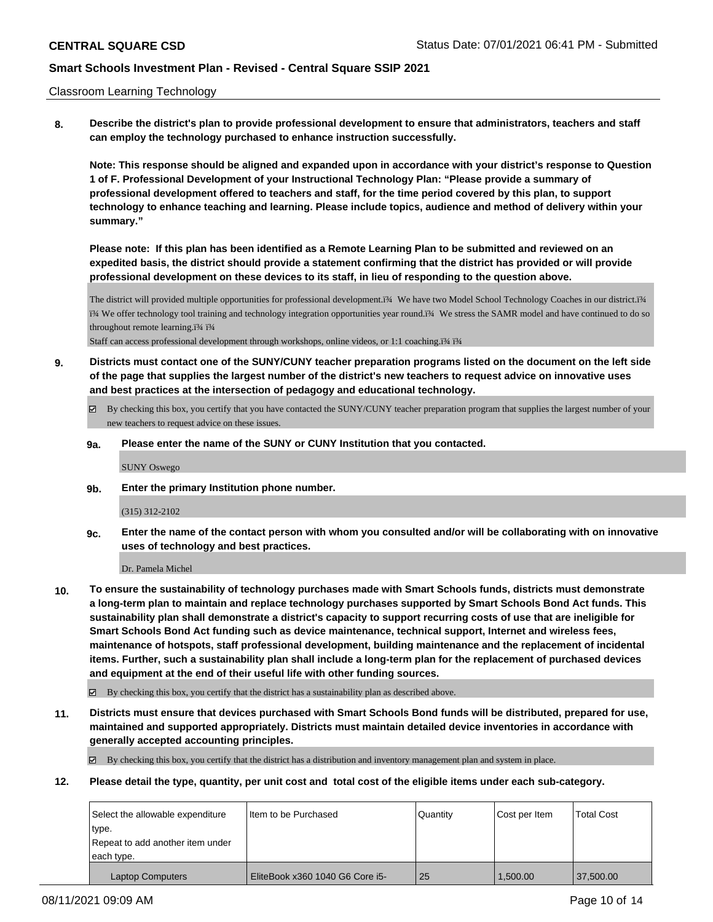Classroom Learning Technology

**8. Describe the district's plan to provide professional development to ensure that administrators, teachers and staff can employ the technology purchased to enhance instruction successfully.**

**Note: This response should be aligned and expanded upon in accordance with your district's response to Question 1 of F. Professional Development of your Instructional Technology Plan: "Please provide a summary of professional development offered to teachers and staff, for the time period covered by this plan, to support technology to enhance teaching and learning. Please include topics, audience and method of delivery within your summary."**

**Please note: If this plan has been identified as a Remote Learning Plan to be submitted and reviewed on an expedited basis, the district should provide a statement confirming that the district has provided or will provide professional development on these devices to its staff, in lieu of responding to the question above.**

The district will provided multiple opportunities for professional development.ï¾  We have two Model School Technology Coaches in our district.ï¾ ï¾ We offer technology tool training and technology integration opportunities year round.ï¾  We stress the SAMR model and have continued to do so throughout remote learning.ï¾ ï¾

Staff can access professional development through workshops, online videos, or 1:1 coaching.ï¾ ï¾

**9. Districts must contact one of the SUNY/CUNY teacher preparation programs listed on the document on the left side of the page that supplies the largest number of the district's new teachers to request advice on innovative uses and best practices at the intersection of pedagogy and educational technology.**

☑ By checking this box, you certify that you have contacted the SUNY/CUNY teacher preparation program that supplies the largest number of your new teachers to request advice on these issues.

**9a. Please enter the name of the SUNY or CUNY Institution that you contacted.**

SUNY Oswego

**9b. Enter the primary Institution phone number.**

(315) 312-2102

**9c. Enter the name of the contact person with whom you consulted and/or will be collaborating with on innovative uses of technology and best practices.**

Dr. Pamela Michel

**10. To ensure the sustainability of technology purchases made with Smart Schools funds, districts must demonstrate a long-term plan to maintain and replace technology purchases supported by Smart Schools Bond Act funds. This sustainability plan shall demonstrate a district's capacity to support recurring costs of use that are ineligible for Smart Schools Bond Act funding such as device maintenance, technical support, Internet and wireless fees, maintenance of hotspots, staff professional development, building maintenance and the replacement of incidental items. Further, such a sustainability plan shall include a long-term plan for the replacement of purchased devices and equipment at the end of their useful life with other funding sources.**

☑ By checking this box, you certify that the district has a sustainability plan as described above.

**11. Districts must ensure that devices purchased with Smart Schools Bond funds will be distributed, prepared for use, maintained and supported appropriately. Districts must maintain detailed device inventories in accordance with generally accepted accounting principles.**

☑ By checking this box, you certify that the district has a distribution and inventory management plan and system in place.

**12. Please detail the type, quantity, per unit cost and total cost of the eligible items under each sub-category.**

| Select the allowable expenditure type. Repeat to add another item under each type. | Item to be Purchased | Quantity | Cost per Item | Total Cost |
|---|---|---|---|---|
| Laptop Computers | EliteBook x360 1040 G6 Core i5- | 25 | 1,500.00 | 37,500.00 |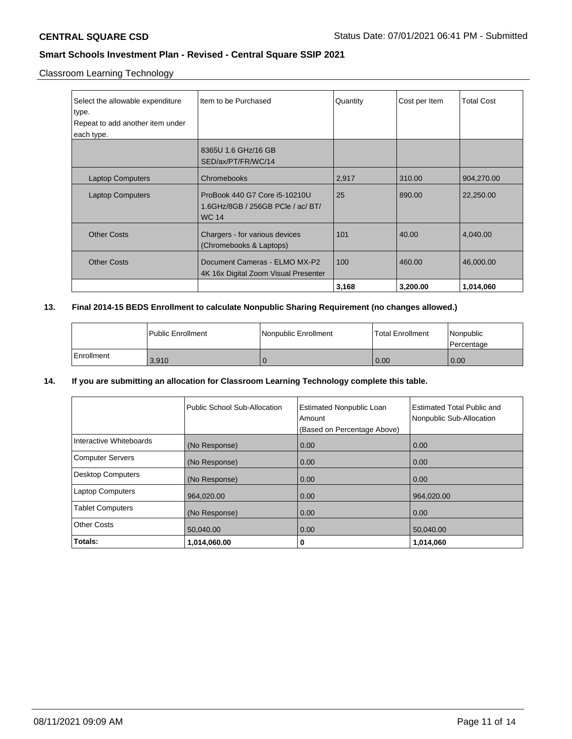Classroom Learning Technology

| Select the allowable expenditure type. Repeat to add another item under each type. | Item to be Purchased | Quantity | Cost per Item | Total Cost |
|---|---|---|---|---|
| | 8365U 1.6 GHz/16 GB SED/ax/PT/FR/WC/14 | | | |
| Laptop Computers | Chromebooks | 2,917 | 310.00 | 904,270.00 |
| Laptop Computers | ProBook 440 G7 Core i5-10210U 1.6GHz/8GB / 256GB PCle / ac/ BT/ WC 14 | 25 | 890.00 | 22,250.00 |
| Other Costs | Chargers - for various devices (Chromebooks & Laptops) | 101 | 40.00 | 4,040.00 |
| Other Costs | Document Cameras - ELMO MX-P2 4K 16x Digital Zoom Visual Presenter | 100 | 460.00 | 46,000.00 |
| | | **3,168** | **3,200.00** | **1,014,060** |

**13. Final 2014-15 BEDS Enrollment to calculate Nonpublic Sharing Requirement (no changes allowed.)**

| | Public Enrollment | Nonpublic Enrollment | Total Enrollment | Nonpublic Percentage |
|---|---|---|---|---|
| Enrollment | 3,910 | 0 | 0.00 | 0.00 |

**14. If you are submitting an allocation for Classroom Learning Technology complete this table.**

| | Public School Sub-Allocation | Estimated Nonpublic Loan Amount (Based on Percentage Above) | Estimated Total Public and Nonpublic Sub-Allocation |
|---|---|---|---|
| Interactive Whiteboards | (No Response) | 0.00 | 0.00 |
| Computer Servers | (No Response) | 0.00 | 0.00 |
| Desktop Computers | (No Response) | 0.00 | 0.00 |
| Laptop Computers | 964,020.00 | 0.00 | 964,020.00 |
| Tablet Computers | (No Response) | 0.00 | 0.00 |
| Other Costs | 50,040.00 | 0.00 | 50,040.00 |
| **Totals:** | **1,014,060.00** | **0** | **1,014,060** |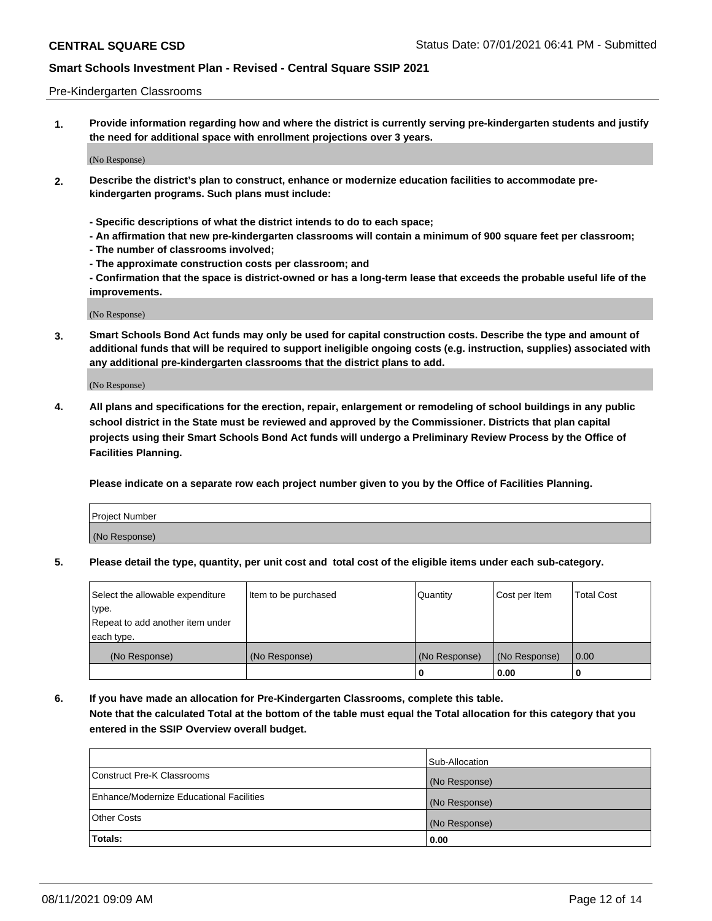Pre-Kindergarten Classrooms

**1. Provide information regarding how and where the district is currently serving pre-kindergarten students and justify the need for additional space with enrollment projections over 3 years.**

(No Response)

**2. Describe the district's plan to construct, enhance or modernize education facilities to accommodate pre-kindergarten programs. Such plans must include:**

**- Specific descriptions of what the district intends to do to each space;**
**- An affirmation that new pre-kindergarten classrooms will contain a minimum of 900 square feet per classroom;**
**- The number of classrooms involved;**
**- The approximate construction costs per classroom; and**
**- Confirmation that the space is district-owned or has a long-term lease that exceeds the probable useful life of the improvements.**

(No Response)

**3. Smart Schools Bond Act funds may only be used for capital construction costs. Describe the type and amount of additional funds that will be required to support ineligible ongoing costs (e.g. instruction, supplies) associated with any additional pre-kindergarten classrooms that the district plans to add.**

(No Response)

**4. All plans and specifications for the erection, repair, enlargement or remodeling of school buildings in any public school district in the State must be reviewed and approved by the Commissioner. Districts that plan capital projects using their Smart Schools Bond Act funds will undergo a Preliminary Review Process by the Office of Facilities Planning.**

**Please indicate on a separate row each project number given to you by the Office of Facilities Planning.**

| Project Number |
|---|
| (No Response) |

**5. Please detail the type, quantity, per unit cost and total cost of the eligible items under each sub-category.**

| Select the allowable expenditure type. Repeat to add another item under each type. | Item to be purchased | Quantity | Cost per Item | Total Cost |
|---|---|---|---|---|
| (No Response) | (No Response) | (No Response) | (No Response) | 0.00 |
| | | 0 | 0.00 | 0 |

**6. If you have made an allocation for Pre-Kindergarten Classrooms, complete this table. Note that the calculated Total at the bottom of the table must equal the Total allocation for this category that you entered in the SSIP Overview overall budget.**

| | Sub-Allocation |
|---|---|
| Construct Pre-K Classrooms | (No Response) |
| Enhance/Modernize Educational Facilities | (No Response) |
| Other Costs | (No Response) |
| **Totals:** | **0.00** |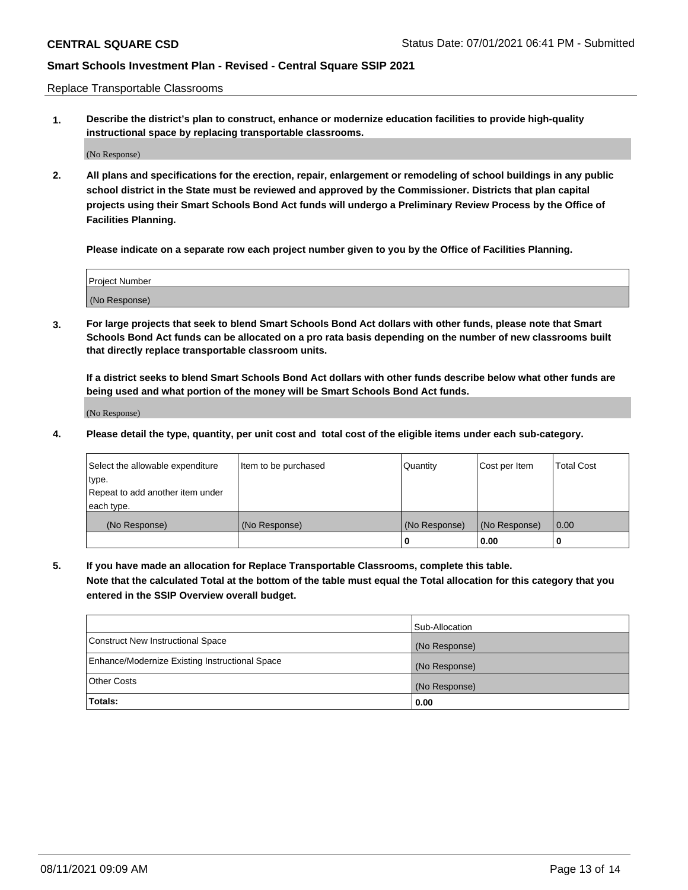Replace Transportable Classrooms

**1. Describe the district's plan to construct, enhance or modernize education facilities to provide high-quality instructional space by replacing transportable classrooms.**

(No Response)

**2. All plans and specifications for the erection, repair, enlargement or remodeling of school buildings in any public school district in the State must be reviewed and approved by the Commissioner. Districts that plan capital projects using their Smart Schools Bond Act funds will undergo a Preliminary Review Process by the Office of Facilities Planning.**

**Please indicate on a separate row each project number given to you by the Office of Facilities Planning.**

| Project Number |
|---|
| (No Response) |

**3. For large projects that seek to blend Smart Schools Bond Act dollars with other funds, please note that Smart Schools Bond Act funds can be allocated on a pro rata basis depending on the number of new classrooms built that directly replace transportable classroom units.**

**If a district seeks to blend Smart Schools Bond Act dollars with other funds describe below what other funds are being used and what portion of the money will be Smart Schools Bond Act funds.**

(No Response)

**4. Please detail the type, quantity, per unit cost and total cost of the eligible items under each sub-category.**

| Select the allowable expenditure type. Repeat to add another item under each type. | Item to be purchased | Quantity | Cost per Item | Total Cost |
|---|---|---|---|---|
| (No Response) | (No Response) | (No Response) | (No Response) | 0.00 |
| | | 0 | 0.00 | 0 |

**5. If you have made an allocation for Replace Transportable Classrooms, complete this table. Note that the calculated Total at the bottom of the table must equal the Total allocation for this category that you entered in the SSIP Overview overall budget.**

| | Sub-Allocation |
|---|---|
| Construct New Instructional Space | (No Response) |
| Enhance/Modernize Existing Instructional Space | (No Response) |
| Other Costs | (No Response) |
| **Totals:** | **0.00** |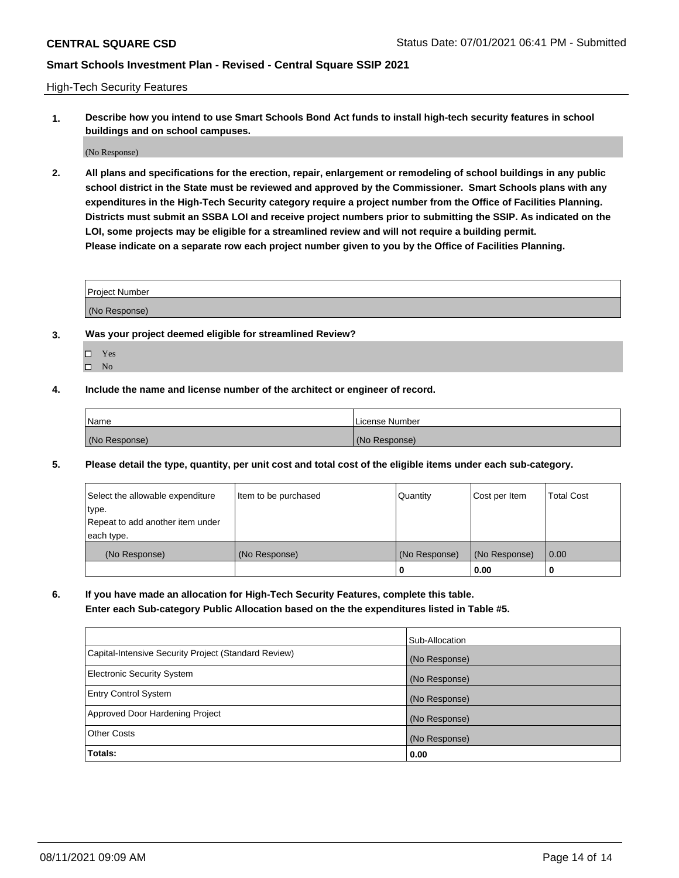High-Tech Security Features

**1. Describe how you intend to use Smart Schools Bond Act funds to install high-tech security features in school buildings and on school campuses.**

(No Response)

**2. All plans and specifications for the erection, repair, enlargement or remodeling of school buildings in any public school district in the State must be reviewed and approved by the Commissioner. Smart Schools plans with any expenditures in the High-Tech Security category require a project number from the Office of Facilities Planning. Districts must submit an SSBA LOI and receive project numbers prior to submitting the SSIP. As indicated on the LOI, some projects may be eligible for a streamlined review and will not require a building permit. Please indicate on a separate row each project number given to you by the Office of Facilities Planning.**

| Project Number |
|---|
| (No Response) |

**3. Was your project deemed eligible for streamlined Review?**

- ☐ Yes
- ☐ No

**4. Include the name and license number of the architect or engineer of record.**

| Name | License Number |
|---|---|
| (No Response) | (No Response) |

**5. Please detail the type, quantity, per unit cost and total cost of the eligible items under each sub-category.**

| Select the allowable expenditure type. Repeat to add another item under each type. | Item to be purchased | Quantity | Cost per Item | Total Cost |
|---|---|---|---|---|
| (No Response) | (No Response) | (No Response) | (No Response) | 0.00 |
| | | 0 | 0.00 | 0 |

**6. If you have made an allocation for High-Tech Security Features, complete this table. Enter each Sub-category Public Allocation based on the the expenditures listed in Table #5.**

| | Sub-Allocation |
|---|---|
| Capital-Intensive Security Project (Standard Review) | (No Response) |
| Electronic Security System | (No Response) |
| Entry Control System | (No Response) |
| Approved Door Hardening Project | (No Response) |
| Other Costs | (No Response) |
| **Totals:** | **0.00** |